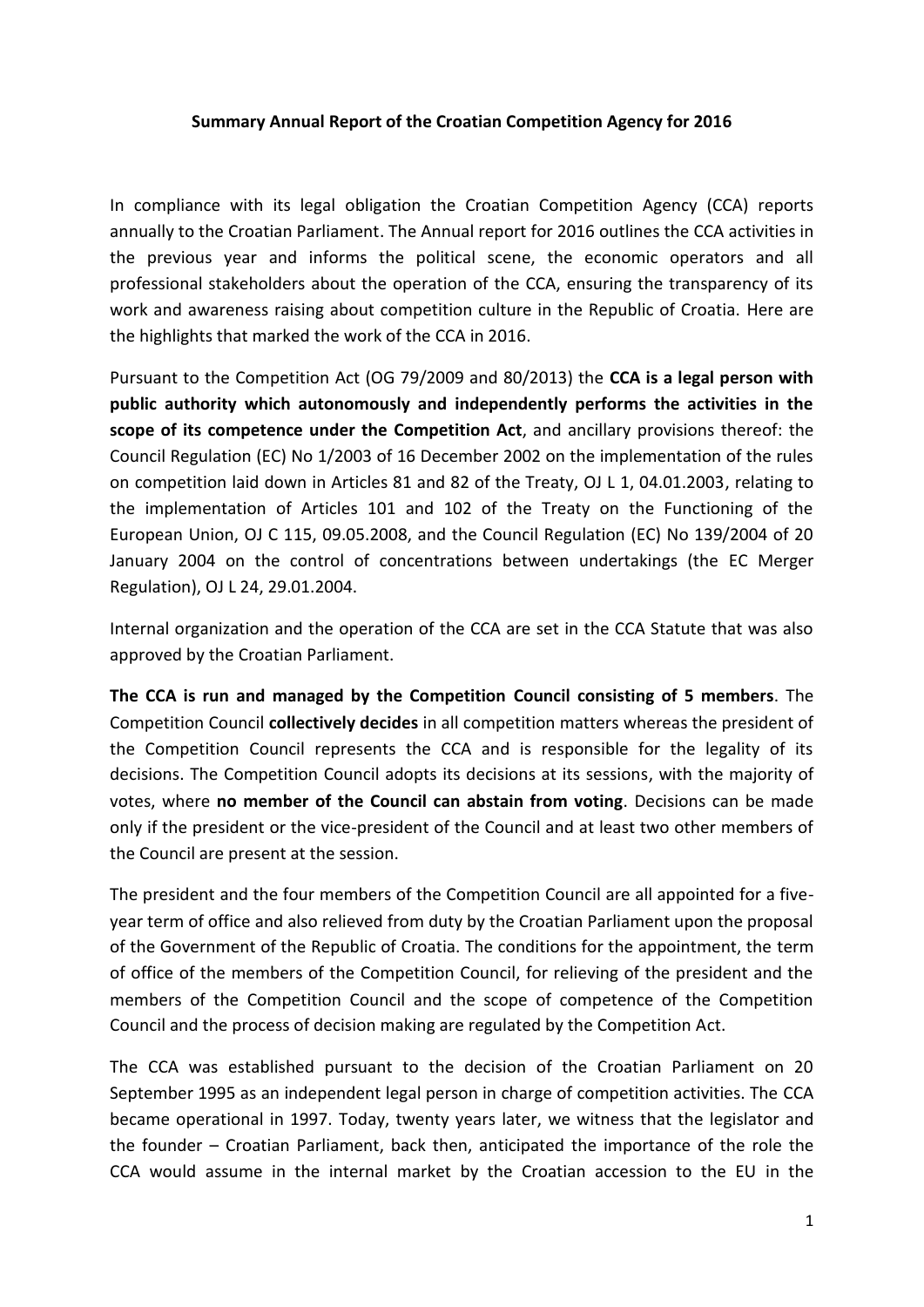**Summary Annual Report of the Croatian Competition Agency for 2016**

In compliance with its legal obligation the Croatian Competition Agency (CCA) reports annually to the Croatian Parliament. The Annual report for 2016 outlines the CCA activities in the previous year and informs the political scene, the economic operators and all professional stakeholders about the operation of the CCA, ensuring the transparency of its work and awareness raising about competition culture in the Republic of Croatia. Here are the highlights that marked the work of the CCA in 2016.

Pursuant to the Competition Act (OG 79/2009 and 80/2013) the **CCA is a legal person with public authority which autonomously and independently performs the activities in the scope of its competence under the Competition Act**, and ancillary provisions thereof: the Council Regulation (EC) No 1/2003 of 16 December 2002 on the implementation of the rules on competition laid down in Articles 81 and 82 of the Treaty, OJ L 1, 04.01.2003, relating to the implementation of Articles 101 and 102 of the Treaty on the Functioning of the European Union, OJ C 115, 09.05.2008, and the Council Regulation (EC) No 139/2004 of 20 January 2004 on the control of concentrations between undertakings (the EC Merger Regulation), OJ L 24, 29.01.2004.

Internal organization and the operation of the CCA are set in the CCA Statute that was also approved by the Croatian Parliament.

**The CCA is run and managed by the Competition Council consisting of 5 members**. The Competition Council **collectively decides** in all competition matters whereas the president of the Competition Council represents the CCA and is responsible for the legality of its decisions. The Competition Council adopts its decisions at its sessions, with the majority of votes, where **no member of the Council can abstain from voting**. Decisions can be made only if the president or the vice-president of the Council and at least two other members of the Council are present at the session.

The president and the four members of the Competition Council are all appointed for a five-year term of office and also relieved from duty by the Croatian Parliament upon the proposal of the Government of the Republic of Croatia. The conditions for the appointment, the term of office of the members of the Competition Council, for relieving of the president and the members of the Competition Council and the scope of competence of the Competition Council and the process of decision making are regulated by the Competition Act.

The CCA was established pursuant to the decision of the Croatian Parliament on 20 September 1995 as an independent legal person in charge of competition activities. The CCA became operational in 1997. Today, twenty years later, we witness that the legislator and the founder – Croatian Parliament, back then, anticipated the importance of the role the CCA would assume in the internal market by the Croatian accession to the EU in the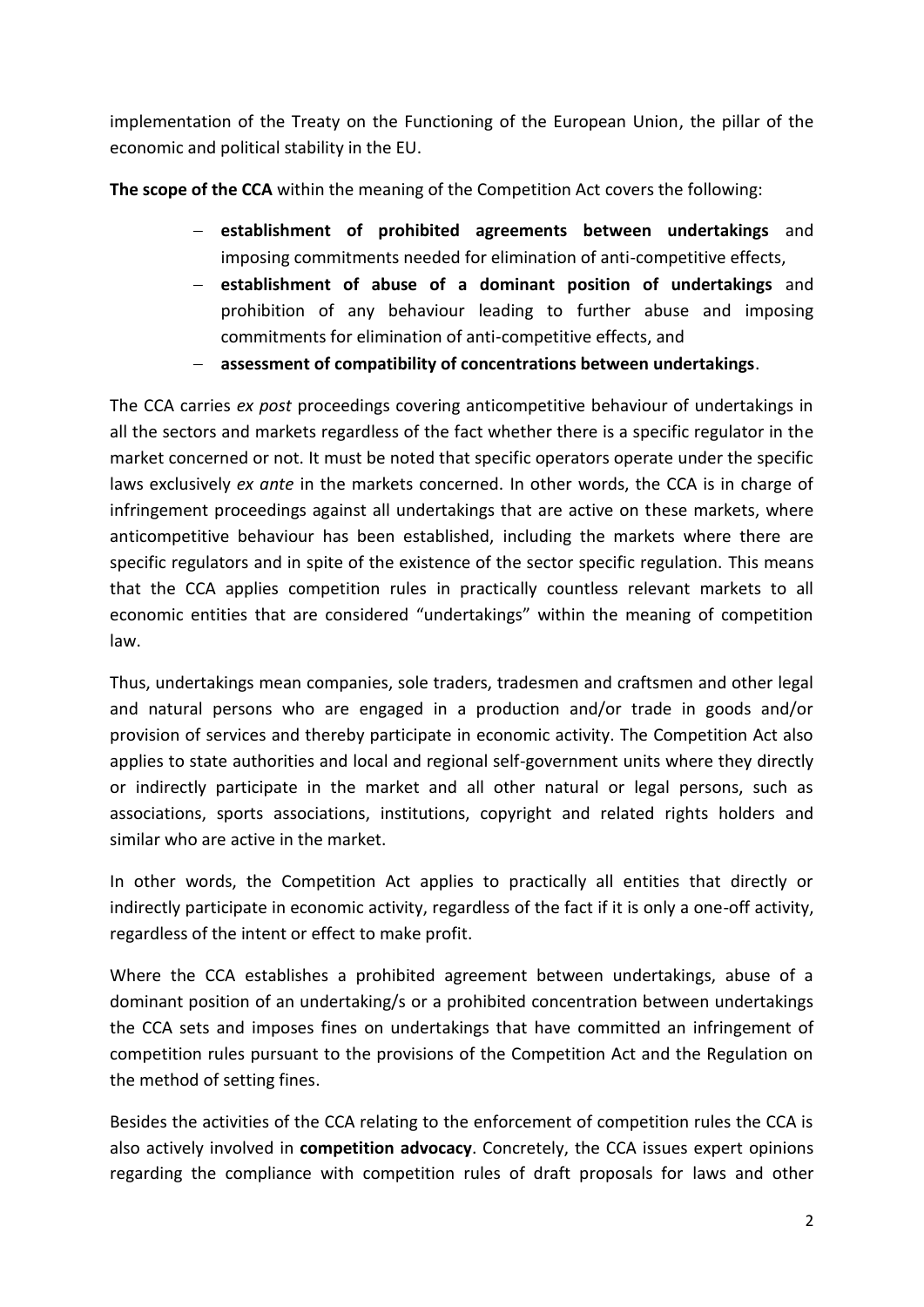implementation of the Treaty on the Functioning of the European Union, the pillar of the economic and political stability in the EU.

**The scope of the CCA** within the meaning of the Competition Act covers the following:

- **establishment of prohibited agreements between undertakings** and imposing commitments needed for elimination of anti-competitive effects,
- **establishment of abuse of a dominant position of undertakings** and prohibition of any behaviour leading to further abuse and imposing commitments for elimination of anti-competitive effects, and
- **assessment of compatibility of concentrations between undertakings**.

The CCA carries *ex post* proceedings covering anticompetitive behaviour of undertakings in all the sectors and markets regardless of the fact whether there is a specific regulator in the market concerned or not. It must be noted that specific operators operate under the specific laws exclusively *ex ante* in the markets concerned. In other words, the CCA is in charge of infringement proceedings against all undertakings that are active on these markets, where anticompetitive behaviour has been established, including the markets where there are specific regulators and in spite of the existence of the sector specific regulation. This means that the CCA applies competition rules in practically countless relevant markets to all economic entities that are considered "undertakings" within the meaning of competition law.

Thus, undertakings mean companies, sole traders, tradesmen and craftsmen and other legal and natural persons who are engaged in a production and/or trade in goods and/or provision of services and thereby participate in economic activity. The Competition Act also applies to state authorities and local and regional self-government units where they directly or indirectly participate in the market and all other natural or legal persons, such as associations, sports associations, institutions, copyright and related rights holders and similar who are active in the market.

In other words, the Competition Act applies to practically all entities that directly or indirectly participate in economic activity, regardless of the fact if it is only a one-off activity, regardless of the intent or effect to make profit.

Where the CCA establishes a prohibited agreement between undertakings, abuse of a dominant position of an undertaking/s or a prohibited concentration between undertakings the CCA sets and imposes fines on undertakings that have committed an infringement of competition rules pursuant to the provisions of the Competition Act and the Regulation on the method of setting fines.

Besides the activities of the CCA relating to the enforcement of competition rules the CCA is also actively involved in **competition advocacy**. Concretely, the CCA issues expert opinions regarding the compliance with competition rules of draft proposals for laws and other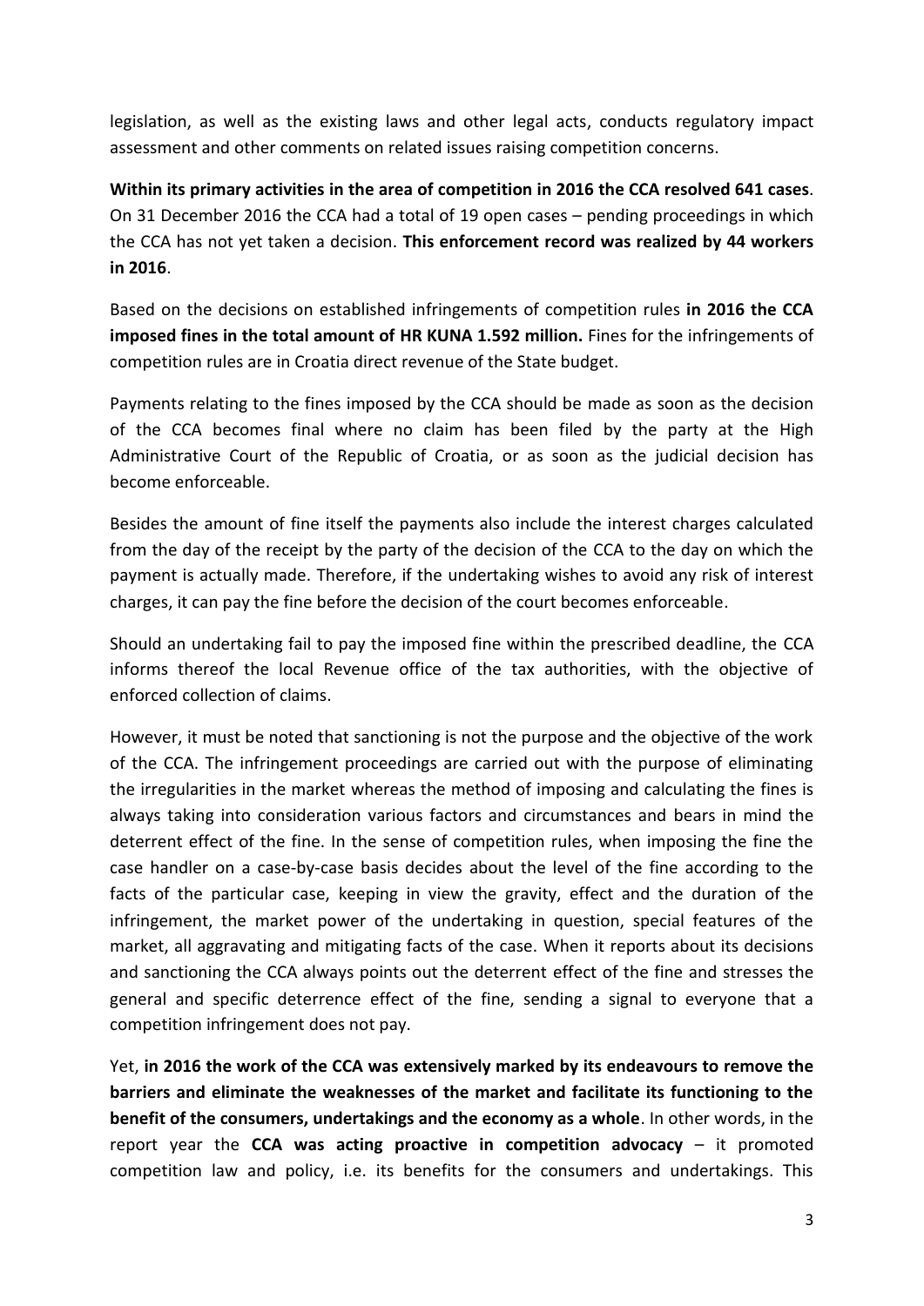legislation, as well as the existing laws and other legal acts, conducts regulatory impact assessment and other comments on related issues raising competition concerns.

**Within its primary activities in the area of competition in 2016 the CCA resolved 641 cases**. On 31 December 2016 the CCA had a total of 19 open cases – pending proceedings in which the CCA has not yet taken a decision. **This enforcement record was realized by 44 workers in 2016**.

Based on the decisions on established infringements of competition rules **in 2016 the CCA imposed fines in the total amount of HR KUNA 1.592 million.** Fines for the infringements of competition rules are in Croatia direct revenue of the State budget.

Payments relating to the fines imposed by the CCA should be made as soon as the decision of the CCA becomes final where no claim has been filed by the party at the High Administrative Court of the Republic of Croatia, or as soon as the judicial decision has become enforceable.

Besides the amount of fine itself the payments also include the interest charges calculated from the day of the receipt by the party of the decision of the CCA to the day on which the payment is actually made. Therefore, if the undertaking wishes to avoid any risk of interest charges, it can pay the fine before the decision of the court becomes enforceable.

Should an undertaking fail to pay the imposed fine within the prescribed deadline, the CCA informs thereof the local Revenue office of the tax authorities, with the objective of enforced collection of claims.

However, it must be noted that sanctioning is not the purpose and the objective of the work of the CCA. The infringement proceedings are carried out with the purpose of eliminating the irregularities in the market whereas the method of imposing and calculating the fines is always taking into consideration various factors and circumstances and bears in mind the deterrent effect of the fine. In the sense of competition rules, when imposing the fine the case handler on a case-by-case basis decides about the level of the fine according to the facts of the particular case, keeping in view the gravity, effect and the duration of the infringement, the market power of the undertaking in question, special features of the market, all aggravating and mitigating facts of the case. When it reports about its decisions and sanctioning the CCA always points out the deterrent effect of the fine and stresses the general and specific deterrence effect of the fine, sending a signal to everyone that a competition infringement does not pay.

Yet, **in 2016 the work of the CCA was extensively marked by its endeavours to remove the barriers and eliminate the weaknesses of the market and facilitate its functioning to the benefit of the consumers, undertakings and the economy as a whole**. In other words, in the report year the **CCA was acting proactive in competition advocacy** – it promoted competition law and policy, i.e. its benefits for the consumers and undertakings. This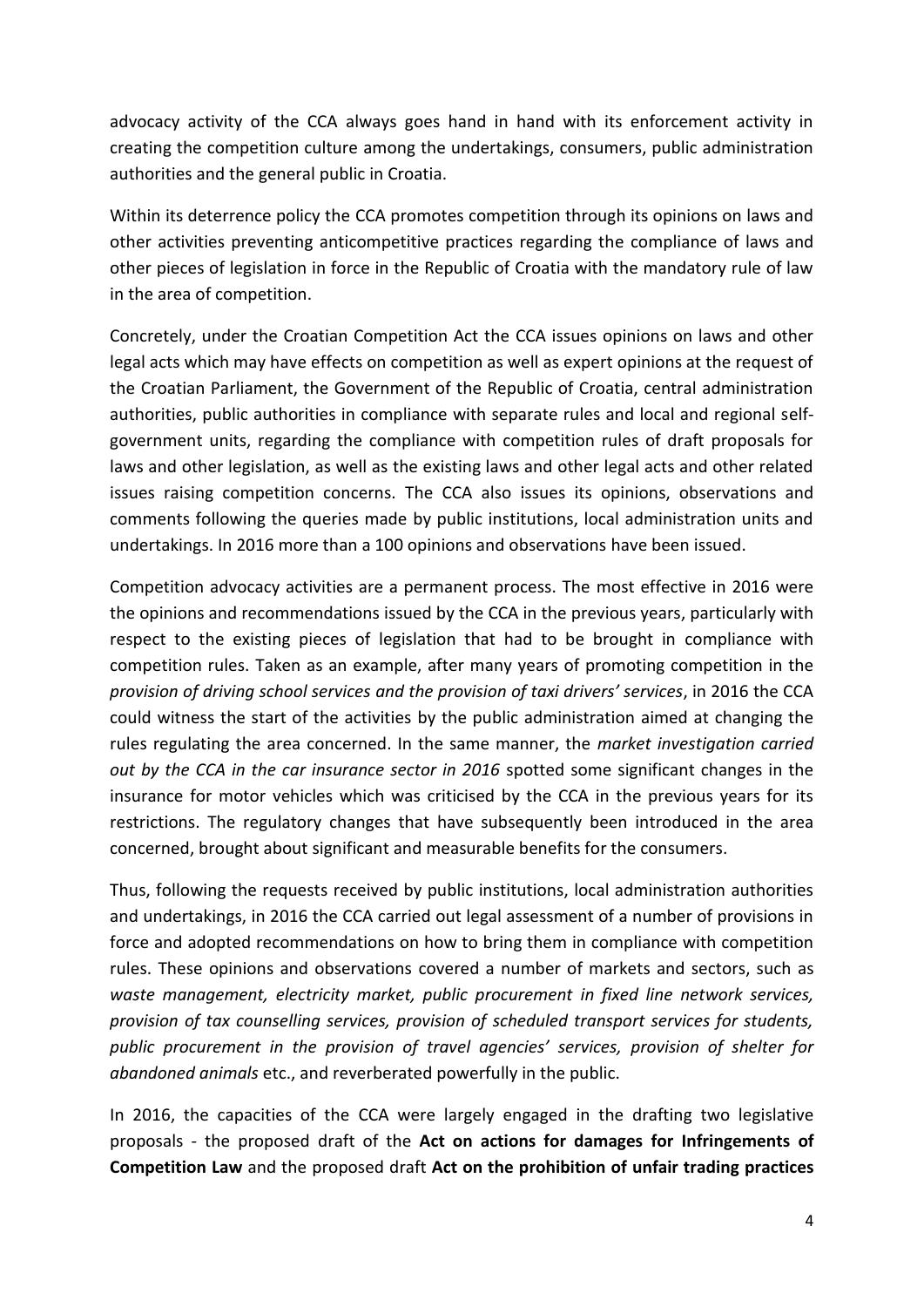advocacy activity of the CCA always goes hand in hand with its enforcement activity in creating the competition culture among the undertakings, consumers, public administration authorities and the general public in Croatia.

Within its deterrence policy the CCA promotes competition through its opinions on laws and other activities preventing anticompetitive practices regarding the compliance of laws and other pieces of legislation in force in the Republic of Croatia with the mandatory rule of law in the area of competition.

Concretely, under the Croatian Competition Act the CCA issues opinions on laws and other legal acts which may have effects on competition as well as expert opinions at the request of the Croatian Parliament, the Government of the Republic of Croatia, central administration authorities, public authorities in compliance with separate rules and local and regional self-government units, regarding the compliance with competition rules of draft proposals for laws and other legislation, as well as the existing laws and other legal acts and other related issues raising competition concerns. The CCA also issues its opinions, observations and comments following the queries made by public institutions, local administration units and undertakings. In 2016 more than a 100 opinions and observations have been issued.

Competition advocacy activities are a permanent process. The most effective in 2016 were the opinions and recommendations issued by the CCA in the previous years, particularly with respect to the existing pieces of legislation that had to be brought in compliance with competition rules. Taken as an example, after many years of promoting competition in the *provision of driving school services and the provision of taxi drivers' services*, in 2016 the CCA could witness the start of the activities by the public administration aimed at changing the rules regulating the area concerned. In the same manner, the *market investigation carried out by the CCA in the car insurance sector in 2016* spotted some significant changes in the insurance for motor vehicles which was criticised by the CCA in the previous years for its restrictions. The regulatory changes that have subsequently been introduced in the area concerned, brought about significant and measurable benefits for the consumers.

Thus, following the requests received by public institutions, local administration authorities and undertakings, in 2016 the CCA carried out legal assessment of a number of provisions in force and adopted recommendations on how to bring them in compliance with competition rules. These opinions and observations covered a number of markets and sectors, such as *waste management, electricity market, public procurement in fixed line network services, provision of tax counselling services, provision of scheduled transport services for students, public procurement in the provision of travel agencies' services, provision of shelter for abandoned animals* etc., and reverberated powerfully in the public.

In 2016, the capacities of the CCA were largely engaged in the drafting two legislative proposals - the proposed draft of the **Act on actions for damages for Infringements of Competition Law** and the proposed draft **Act on the prohibition of unfair trading practices**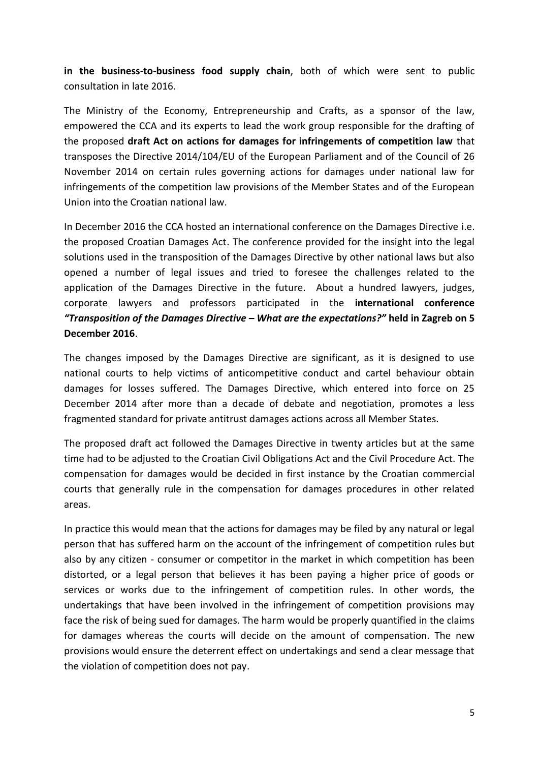**in the business-to-business food supply chain**, both of which were sent to public consultation in late 2016.

The Ministry of the Economy, Entrepreneurship and Crafts, as a sponsor of the law, empowered the CCA and its experts to lead the work group responsible for the drafting of the proposed **draft Act on actions for damages for infringements of competition law** that transposes the Directive 2014/104/EU of the European Parliament and of the Council of 26 November 2014 on certain rules governing actions for damages under national law for infringements of the competition law provisions of the Member States and of the European Union into the Croatian national law.

In December 2016 the CCA hosted an international conference on the Damages Directive i.e. the proposed Croatian Damages Act. The conference provided for the insight into the legal solutions used in the transposition of the Damages Directive by other national laws but also opened a number of legal issues and tried to foresee the challenges related to the application of the Damages Directive in the future. About a hundred lawyers, judges, corporate lawyers and professors participated in the **international conference** ***"Transposition of the Damages Directive – What are the expectations?"*** **held in Zagreb on 5 December 2016**.

The changes imposed by the Damages Directive are significant, as it is designed to use national courts to help victims of anticompetitive conduct and cartel behaviour obtain damages for losses suffered. The Damages Directive, which entered into force on 25 December 2014 after more than a decade of debate and negotiation, promotes a less fragmented standard for private antitrust damages actions across all Member States.

The proposed draft act followed the Damages Directive in twenty articles but at the same time had to be adjusted to the Croatian Civil Obligations Act and the Civil Procedure Act. The compensation for damages would be decided in first instance by the Croatian commercial courts that generally rule in the compensation for damages procedures in other related areas.

In practice this would mean that the actions for damages may be filed by any natural or legal person that has suffered harm on the account of the infringement of competition rules but also by any citizen - consumer or competitor in the market in which competition has been distorted, or a legal person that believes it has been paying a higher price of goods or services or works due to the infringement of competition rules. In other words, the undertakings that have been involved in the infringement of competition provisions may face the risk of being sued for damages. The harm would be properly quantified in the claims for damages whereas the courts will decide on the amount of compensation. The new provisions would ensure the deterrent effect on undertakings and send a clear message that the violation of competition does not pay.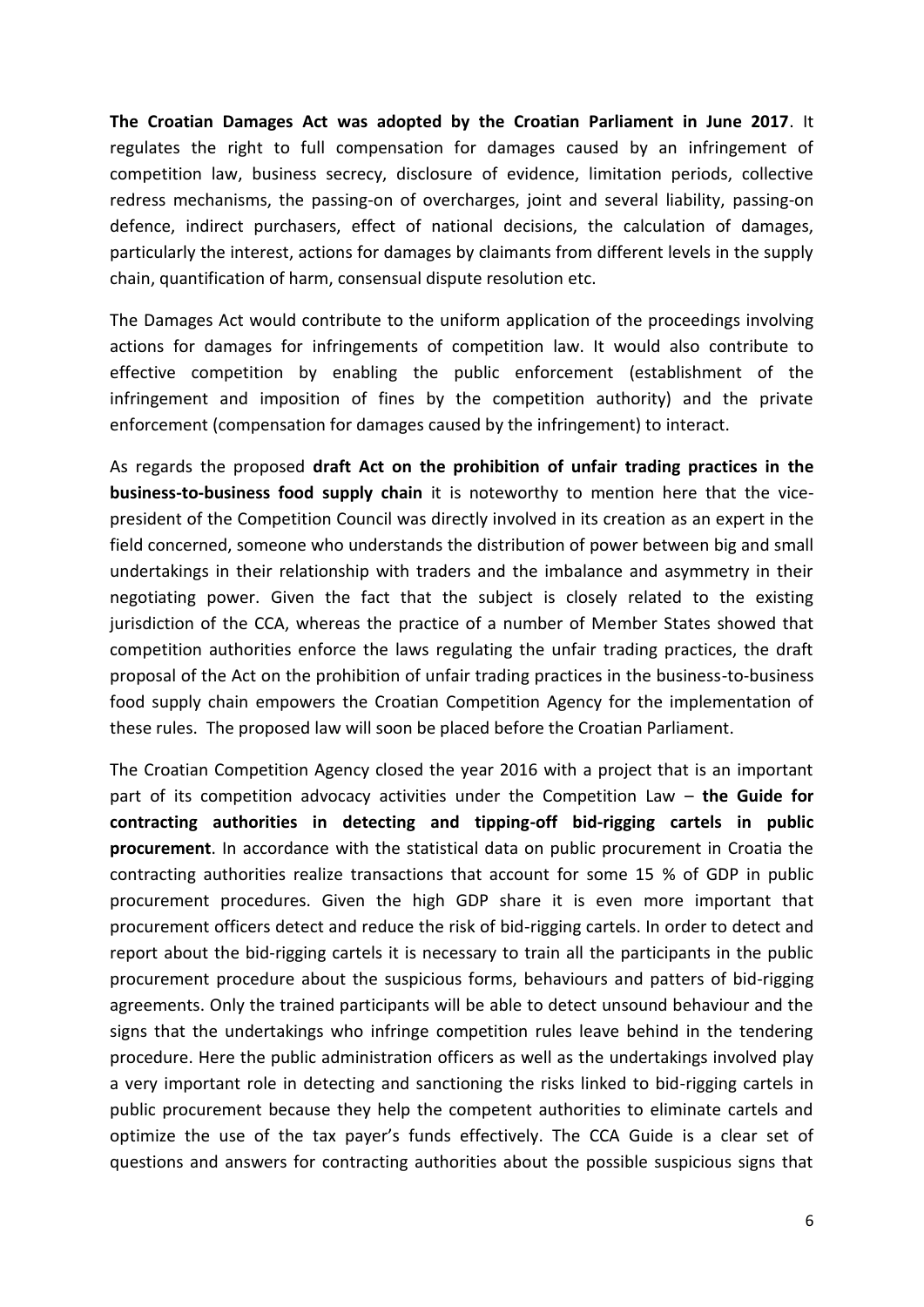**The Croatian Damages Act was adopted by the Croatian Parliament in June 2017**. It regulates the right to full compensation for damages caused by an infringement of competition law, business secrecy, disclosure of evidence, limitation periods, collective redress mechanisms, the passing-on of overcharges, joint and several liability, passing-on defence, indirect purchasers, effect of national decisions, the calculation of damages, particularly the interest, actions for damages by claimants from different levels in the supply chain, quantification of harm, consensual dispute resolution etc.

The Damages Act would contribute to the uniform application of the proceedings involving actions for damages for infringements of competition law. It would also contribute to effective competition by enabling the public enforcement (establishment of the infringement and imposition of fines by the competition authority) and the private enforcement (compensation for damages caused by the infringement) to interact.

As regards the proposed **draft Act on the prohibition of unfair trading practices in the business-to-business food supply chain** it is noteworthy to mention here that the vice-president of the Competition Council was directly involved in its creation as an expert in the field concerned, someone who understands the distribution of power between big and small undertakings in their relationship with traders and the imbalance and asymmetry in their negotiating power. Given the fact that the subject is closely related to the existing jurisdiction of the CCA, whereas the practice of a number of Member States showed that competition authorities enforce the laws regulating the unfair trading practices, the draft proposal of the Act on the prohibition of unfair trading practices in the business-to-business food supply chain empowers the Croatian Competition Agency for the implementation of these rules. The proposed law will soon be placed before the Croatian Parliament.

The Croatian Competition Agency closed the year 2016 with a project that is an important part of its competition advocacy activities under the Competition Law – **the Guide for contracting authorities in detecting and tipping-off bid-rigging cartels in public procurement**. In accordance with the statistical data on public procurement in Croatia the contracting authorities realize transactions that account for some 15 % of GDP in public procurement procedures. Given the high GDP share it is even more important that procurement officers detect and reduce the risk of bid-rigging cartels. In order to detect and report about the bid-rigging cartels it is necessary to train all the participants in the public procurement procedure about the suspicious forms, behaviours and patters of bid-rigging agreements. Only the trained participants will be able to detect unsound behaviour and the signs that the undertakings who infringe competition rules leave behind in the tendering procedure. Here the public administration officers as well as the undertakings involved play a very important role in detecting and sanctioning the risks linked to bid-rigging cartels in public procurement because they help the competent authorities to eliminate cartels and optimize the use of the tax payer's funds effectively. The CCA Guide is a clear set of questions and answers for contracting authorities about the possible suspicious signs that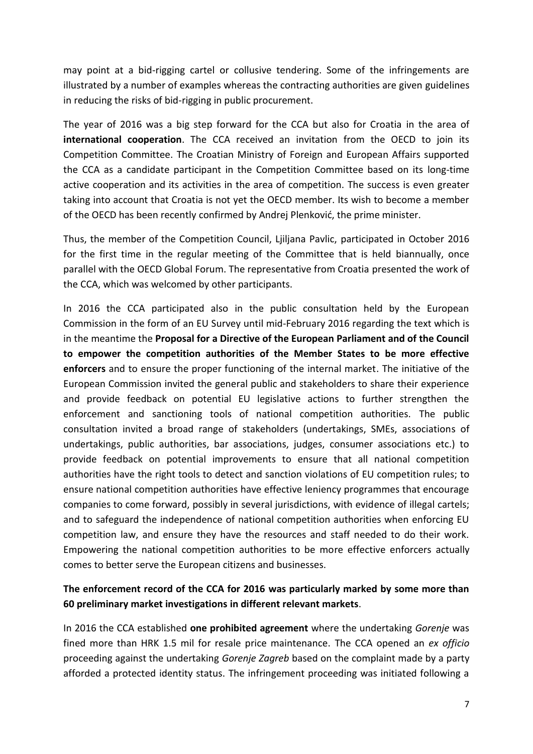may point at a bid-rigging cartel or collusive tendering. Some of the infringements are illustrated by a number of examples whereas the contracting authorities are given guidelines in reducing the risks of bid-rigging in public procurement.

The year of 2016 was a big step forward for the CCA but also for Croatia in the area of **international cooperation**. The CCA received an invitation from the OECD to join its Competition Committee. The Croatian Ministry of Foreign and European Affairs supported the CCA as a candidate participant in the Competition Committee based on its long-time active cooperation and its activities in the area of competition. The success is even greater taking into account that Croatia is not yet the OECD member. Its wish to become a member of the OECD has been recently confirmed by Andrej Plenković, the prime minister.

Thus, the member of the Competition Council, Ljiljana Pavlic, participated in October 2016 for the first time in the regular meeting of the Committee that is held biannually, once parallel with the OECD Global Forum. The representative from Croatia presented the work of the CCA, which was welcomed by other participants.

In 2016 the CCA participated also in the public consultation held by the European Commission in the form of an EU Survey until mid-February 2016 regarding the text which is in the meantime the **Proposal for a Directive of the European Parliament and of the Council to empower the competition authorities of the Member States to be more effective enforcers** and to ensure the proper functioning of the internal market. The initiative of the European Commission invited the general public and stakeholders to share their experience and provide feedback on potential EU legislative actions to further strengthen the enforcement and sanctioning tools of national competition authorities. The public consultation invited a broad range of stakeholders (undertakings, SMEs, associations of undertakings, public authorities, bar associations, judges, consumer associations etc.) to provide feedback on potential improvements to ensure that all national competition authorities have the right tools to detect and sanction violations of EU competition rules; to ensure national competition authorities have effective leniency programmes that encourage companies to come forward, possibly in several jurisdictions, with evidence of illegal cartels; and to safeguard the independence of national competition authorities when enforcing EU competition law, and ensure they have the resources and staff needed to do their work. Empowering the national competition authorities to be more effective enforcers actually comes to better serve the European citizens and businesses.

**The enforcement record of the CCA for 2016 was particularly marked by some more than 60 preliminary market investigations in different relevant markets**.

In 2016 the CCA established **one prohibited agreement** where the undertaking *Gorenje* was fined more than HRK 1.5 mil for resale price maintenance. The CCA opened an *ex officio* proceeding against the undertaking *Gorenje Zagreb* based on the complaint made by a party afforded a protected identity status. The infringement proceeding was initiated following a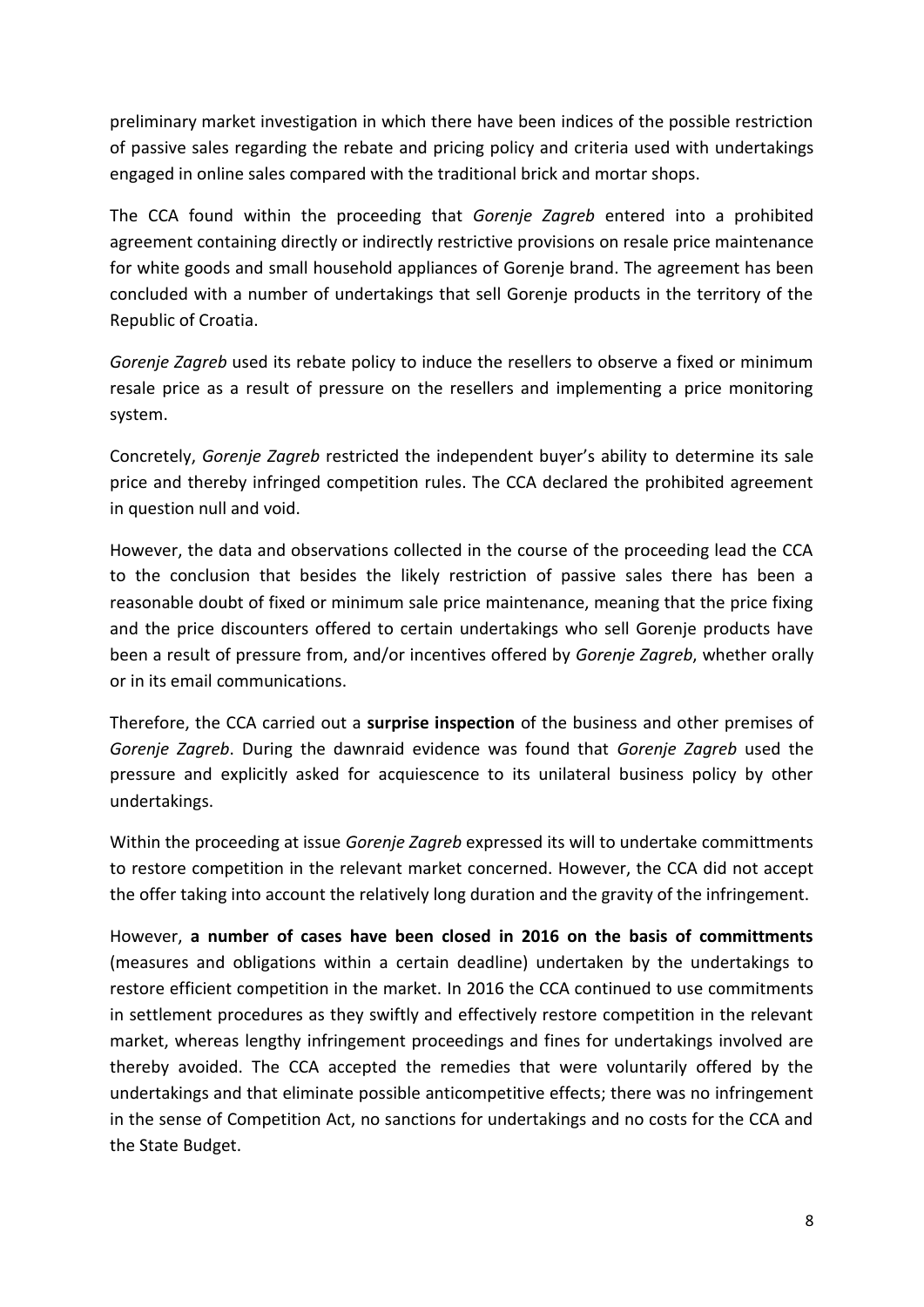preliminary market investigation in which there have been indices of the possible restriction of passive sales regarding the rebate and pricing policy and criteria used with undertakings engaged in online sales compared with the traditional brick and mortar shops.

The CCA found within the proceeding that *Gorenje Zagreb* entered into a prohibited agreement containing directly or indirectly restrictive provisions on resale price maintenance for white goods and small household appliances of Gorenje brand. The agreement has been concluded with a number of undertakings that sell Gorenje products in the territory of the Republic of Croatia.

*Gorenje Zagreb* used its rebate policy to induce the resellers to observe a fixed or minimum resale price as a result of pressure on the resellers and implementing a price monitoring system.

Concretely, *Gorenje Zagreb* restricted the independent buyer's ability to determine its sale price and thereby infringed competition rules. The CCA declared the prohibited agreement in question null and void.

However, the data and observations collected in the course of the proceeding lead the CCA to the conclusion that besides the likely restriction of passive sales there has been a reasonable doubt of fixed or minimum sale price maintenance, meaning that the price fixing and the price discounters offered to certain undertakings who sell Gorenje products have been a result of pressure from, and/or incentives offered by *Gorenje Zagreb*, whether orally or in its email communications.

Therefore, the CCA carried out a **surprise inspection** of the business and other premises of *Gorenje Zagreb*. During the dawnraid evidence was found that *Gorenje Zagreb* used the pressure and explicitly asked for acquiescence to its unilateral business policy by other undertakings.

Within the proceeding at issue *Gorenje Zagreb* expressed its will to undertake committments to restore competition in the relevant market concerned. However, the CCA did not accept the offer taking into account the relatively long duration and the gravity of the infringement.

However, **a number of cases have been closed in 2016 on the basis of committments** (measures and obligations within a certain deadline) undertaken by the undertakings to restore efficient competition in the market. In 2016 the CCA continued to use commitments in settlement procedures as they swiftly and effectively restore competition in the relevant market, whereas lengthy infringement proceedings and fines for undertakings involved are thereby avoided. The CCA accepted the remedies that were voluntarily offered by the undertakings and that eliminate possible anticompetitive effects; there was no infringement in the sense of Competition Act, no sanctions for undertakings and no costs for the CCA and the State Budget.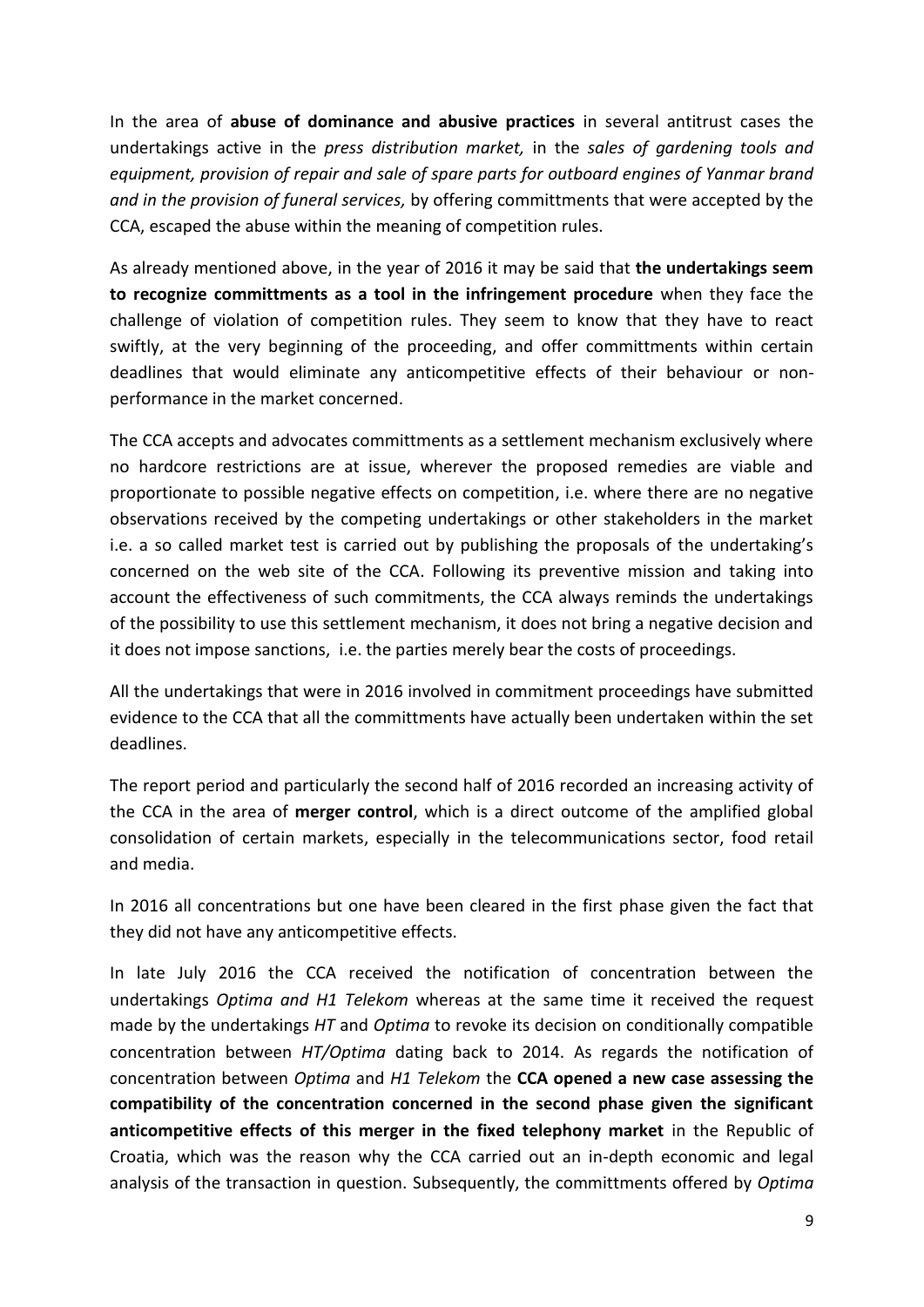In the area of **abuse of dominance and abusive practices** in several antitrust cases the undertakings active in the *press distribution market,* in the *sales of gardening tools and equipment, provision of repair and sale of spare parts for outboard engines of Yanmar brand and in the provision of funeral services,* by offering committments that were accepted by the CCA, escaped the abuse within the meaning of competition rules.

As already mentioned above, in the year of 2016 it may be said that **the undertakings seem to recognize committments as a tool in the infringement procedure** when they face the challenge of violation of competition rules. They seem to know that they have to react swiftly, at the very beginning of the proceeding, and offer committments within certain deadlines that would eliminate any anticompetitive effects of their behaviour or non-performance in the market concerned.

The CCA accepts and advocates committments as a settlement mechanism exclusively where no hardcore restrictions are at issue, wherever the proposed remedies are viable and proportionate to possible negative effects on competition, i.e. where there are no negative observations received by the competing undertakings or other stakeholders in the market i.e. a so called market test is carried out by publishing the proposals of the undertaking's concerned on the web site of the CCA. Following its preventive mission and taking into account the effectiveness of such commitments, the CCA always reminds the undertakings of the possibility to use this settlement mechanism, it does not bring a negative decision and it does not impose sanctions, i.e. the parties merely bear the costs of proceedings.

All the undertakings that were in 2016 involved in commitment proceedings have submitted evidence to the CCA that all the committments have actually been undertaken within the set deadlines.

The report period and particularly the second half of 2016 recorded an increasing activity of the CCA in the area of **merger control**, which is a direct outcome of the amplified global consolidation of certain markets, especially in the telecommunications sector, food retail and media.

In 2016 all concentrations but one have been cleared in the first phase given the fact that they did not have any anticompetitive effects.

In late July 2016 the CCA received the notification of concentration between the undertakings *Optima and H1 Telekom* whereas at the same time it received the request made by the undertakings *HT* and *Optima* to revoke its decision on conditionally compatible concentration between *HT/Optima* dating back to 2014. As regards the notification of concentration between *Optima* and *H1 Telekom* the **CCA opened a new case assessing the compatibility of the concentration concerned in the second phase given the significant anticompetitive effects of this merger in the fixed telephony market** in the Republic of Croatia, which was the reason why the CCA carried out an in-depth economic and legal analysis of the transaction in question. Subsequently, the committments offered by *Optima*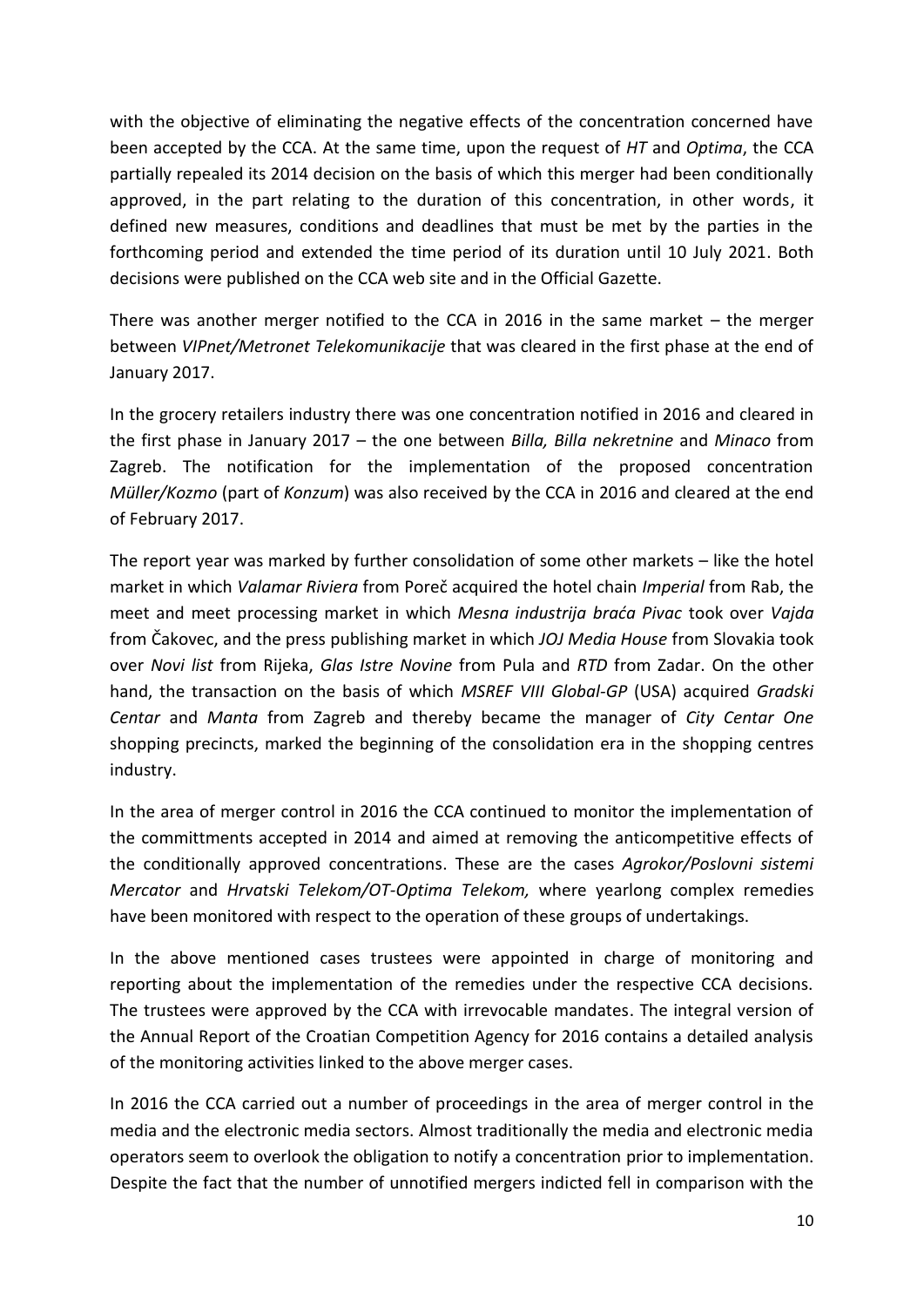with the objective of eliminating the negative effects of the concentration concerned have been accepted by the CCA. At the same time, upon the request of *HT* and *Optima*, the CCA partially repealed its 2014 decision on the basis of which this merger had been conditionally approved, in the part relating to the duration of this concentration, in other words, it defined new measures, conditions and deadlines that must be met by the parties in the forthcoming period and extended the time period of its duration until 10 July 2021. Both decisions were published on the CCA web site and in the Official Gazette.

There was another merger notified to the CCA in 2016 in the same market – the merger between *VIPnet/Metronet Telekomunikacije* that was cleared in the first phase at the end of January 2017.

In the grocery retailers industry there was one concentration notified in 2016 and cleared in the first phase in January 2017 – the one between *Billa, Billa nekretnine* and *Minaco* from Zagreb. The notification for the implementation of the proposed concentration *Müller/Kozmo* (part of *Konzum*) was also received by the CCA in 2016 and cleared at the end of February 2017.

The report year was marked by further consolidation of some other markets – like the hotel market in which *Valamar Riviera* from Poreč acquired the hotel chain *Imperial* from Rab, the meet and meet processing market in which *Mesna industrija braća Pivac* took over *Vajda* from Čakovec, and the press publishing market in which *JOJ Media House* from Slovakia took over *Novi list* from Rijeka, *Glas Istre Novine* from Pula and *RTD* from Zadar. On the other hand, the transaction on the basis of which *MSREF VIII Global-GP* (USA) acquired *Gradski Centar* and *Manta* from Zagreb and thereby became the manager of *City Centar One* shopping precincts, marked the beginning of the consolidation era in the shopping centres industry.

In the area of merger control in 2016 the CCA continued to monitor the implementation of the committments accepted in 2014 and aimed at removing the anticompetitive effects of the conditionally approved concentrations. These are the cases *Agrokor/Poslovni sistemi Mercator* and *Hrvatski Telekom/OT-Optima Telekom,* where yearlong complex remedies have been monitored with respect to the operation of these groups of undertakings.

In the above mentioned cases trustees were appointed in charge of monitoring and reporting about the implementation of the remedies under the respective CCA decisions. The trustees were approved by the CCA with irrevocable mandates. The integral version of the Annual Report of the Croatian Competition Agency for 2016 contains a detailed analysis of the monitoring activities linked to the above merger cases.

In 2016 the CCA carried out a number of proceedings in the area of merger control in the media and the electronic media sectors. Almost traditionally the media and electronic media operators seem to overlook the obligation to notify a concentration prior to implementation. Despite the fact that the number of unnotified mergers indicted fell in comparison with the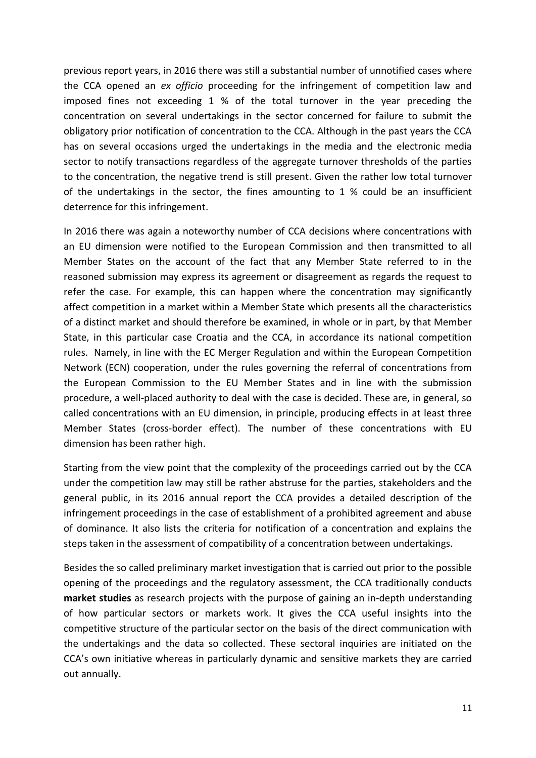previous report years, in 2016 there was still a substantial number of unnotified cases where the CCA opened an *ex officio* proceeding for the infringement of competition law and imposed fines not exceeding 1 % of the total turnover in the year preceding the concentration on several undertakings in the sector concerned for failure to submit the obligatory prior notification of concentration to the CCA. Although in the past years the CCA has on several occasions urged the undertakings in the media and the electronic media sector to notify transactions regardless of the aggregate turnover thresholds of the parties to the concentration, the negative trend is still present. Given the rather low total turnover of the undertakings in the sector, the fines amounting to 1 % could be an insufficient deterrence for this infringement.

In 2016 there was again a noteworthy number of CCA decisions where concentrations with an EU dimension were notified to the European Commission and then transmitted to all Member States on the account of the fact that any Member State referred to in the reasoned submission may express its agreement or disagreement as regards the request to refer the case. For example, this can happen where the concentration may significantly affect competition in a market within a Member State which presents all the characteristics of a distinct market and should therefore be examined, in whole or in part, by that Member State, in this particular case Croatia and the CCA, in accordance its national competition rules. Namely, in line with the EC Merger Regulation and within the European Competition Network (ECN) cooperation, under the rules governing the referral of concentrations from the European Commission to the EU Member States and in line with the submission procedure, a well-placed authority to deal with the case is decided. These are, in general, so called concentrations with an EU dimension, in principle, producing effects in at least three Member States (cross-border effect). The number of these concentrations with EU dimension has been rather high.

Starting from the view point that the complexity of the proceedings carried out by the CCA under the competition law may still be rather abstruse for the parties, stakeholders and the general public, in its 2016 annual report the CCA provides a detailed description of the infringement proceedings in the case of establishment of a prohibited agreement and abuse of dominance. It also lists the criteria for notification of a concentration and explains the steps taken in the assessment of compatibility of a concentration between undertakings.

Besides the so called preliminary market investigation that is carried out prior to the possible opening of the proceedings and the regulatory assessment, the CCA traditionally conducts **market studies** as research projects with the purpose of gaining an in-depth understanding of how particular sectors or markets work. It gives the CCA useful insights into the competitive structure of the particular sector on the basis of the direct communication with the undertakings and the data so collected. These sectoral inquiries are initiated on the CCA's own initiative whereas in particularly dynamic and sensitive markets they are carried out annually.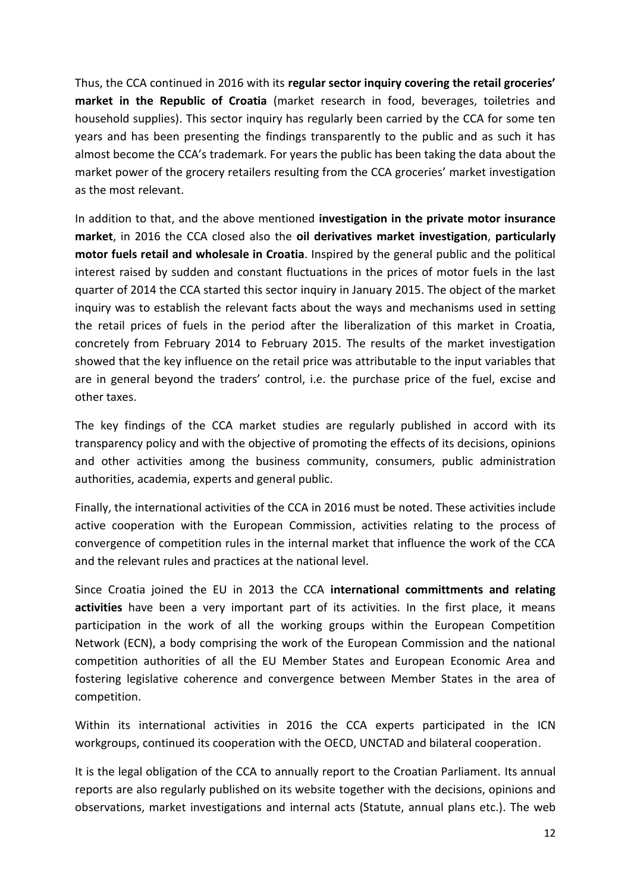Thus, the CCA continued in 2016 with its **regular sector inquiry covering the retail groceries' market in the Republic of Croatia** (market research in food, beverages, toiletries and household supplies). This sector inquiry has regularly been carried by the CCA for some ten years and has been presenting the findings transparently to the public and as such it has almost become the CCA's trademark. For years the public has been taking the data about the market power of the grocery retailers resulting from the CCA groceries' market investigation as the most relevant.

In addition to that, and the above mentioned **investigation in the private motor insurance market**, in 2016 the CCA closed also the **oil derivatives market investigation**, **particularly motor fuels retail and wholesale in Croatia**. Inspired by the general public and the political interest raised by sudden and constant fluctuations in the prices of motor fuels in the last quarter of 2014 the CCA started this sector inquiry in January 2015. The object of the market inquiry was to establish the relevant facts about the ways and mechanisms used in setting the retail prices of fuels in the period after the liberalization of this market in Croatia, concretely from February 2014 to February 2015. The results of the market investigation showed that the key influence on the retail price was attributable to the input variables that are in general beyond the traders' control, i.e. the purchase price of the fuel, excise and other taxes.

The key findings of the CCA market studies are regularly published in accord with its transparency policy and with the objective of promoting the effects of its decisions, opinions and other activities among the business community, consumers, public administration authorities, academia, experts and general public.

Finally, the international activities of the CCA in 2016 must be noted. These activities include active cooperation with the European Commission, activities relating to the process of convergence of competition rules in the internal market that influence the work of the CCA and the relevant rules and practices at the national level.

Since Croatia joined the EU in 2013 the CCA **international committments and relating activities** have been a very important part of its activities. In the first place, it means participation in the work of all the working groups within the European Competition Network (ECN), a body comprising the work of the European Commission and the national competition authorities of all the EU Member States and European Economic Area and fostering legislative coherence and convergence between Member States in the area of competition.

Within its international activities in 2016 the CCA experts participated in the ICN workgroups, continued its cooperation with the OECD, UNCTAD and bilateral cooperation.

It is the legal obligation of the CCA to annually report to the Croatian Parliament. Its annual reports are also regularly published on its website together with the decisions, opinions and observations, market investigations and internal acts (Statute, annual plans etc.). The web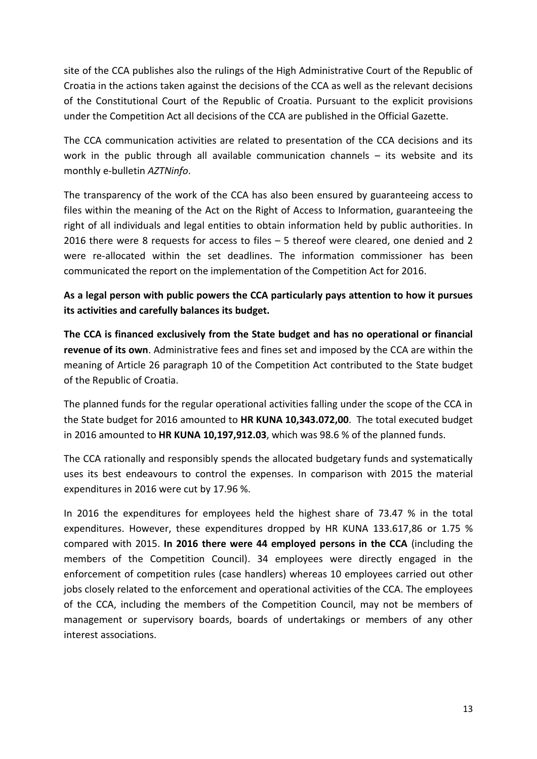site of the CCA publishes also the rulings of the High Administrative Court of the Republic of Croatia in the actions taken against the decisions of the CCA as well as the relevant decisions of the Constitutional Court of the Republic of Croatia. Pursuant to the explicit provisions under the Competition Act all decisions of the CCA are published in the Official Gazette.

The CCA communication activities are related to presentation of the CCA decisions and its work in the public through all available communication channels – its website and its monthly e-bulletin *AZTNinfo*.

The transparency of the work of the CCA has also been ensured by guaranteeing access to files within the meaning of the Act on the Right of Access to Information, guaranteeing the right of all individuals and legal entities to obtain information held by public authorities. In 2016 there were 8 requests for access to files – 5 thereof were cleared, one denied and 2 were re-allocated within the set deadlines. The information commissioner has been communicated the report on the implementation of the Competition Act for 2016.

**As a legal person with public powers the CCA particularly pays attention to how it pursues its activities and carefully balances its budget.**

**The CCA is financed exclusively from the State budget and has no operational or financial revenue of its own**. Administrative fees and fines set and imposed by the CCA are within the meaning of Article 26 paragraph 10 of the Competition Act contributed to the State budget of the Republic of Croatia.

The planned funds for the regular operational activities falling under the scope of the CCA in the State budget for 2016 amounted to **HR KUNA 10,343.072,00**. The total executed budget in 2016 amounted to **HR KUNA 10,197,912.03**, which was 98.6 % of the planned funds.

The CCA rationally and responsibly spends the allocated budgetary funds and systematically uses its best endeavours to control the expenses. In comparison with 2015 the material expenditures in 2016 were cut by 17.96 %.

In 2016 the expenditures for employees held the highest share of 73.47 % in the total expenditures. However, these expenditures dropped by HR KUNA 133.617,86 or 1.75 % compared with 2015. **In 2016 there were 44 employed persons in the CCA** (including the members of the Competition Council). 34 employees were directly engaged in the enforcement of competition rules (case handlers) whereas 10 employees carried out other jobs closely related to the enforcement and operational activities of the CCA. The employees of the CCA, including the members of the Competition Council, may not be members of management or supervisory boards, boards of undertakings or members of any other interest associations.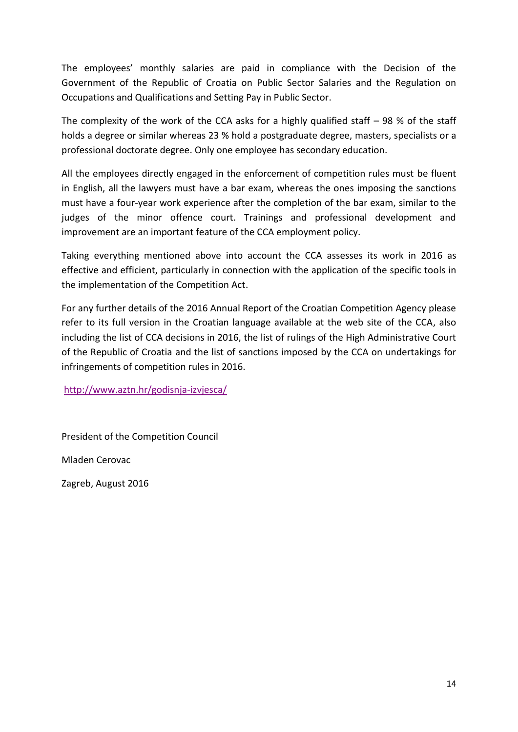The employees' monthly salaries are paid in compliance with the Decision of the Government of the Republic of Croatia on Public Sector Salaries and the Regulation on Occupations and Qualifications and Setting Pay in Public Sector.

The complexity of the work of the CCA asks for a highly qualified staff – 98 % of the staff holds a degree or similar whereas 23 % hold a postgraduate degree, masters, specialists or a professional doctorate degree. Only one employee has secondary education.

All the employees directly engaged in the enforcement of competition rules must be fluent in English, all the lawyers must have a bar exam, whereas the ones imposing the sanctions must have a four-year work experience after the completion of the bar exam, similar to the judges of the minor offence court. Trainings and professional development and improvement are an important feature of the CCA employment policy.

Taking everything mentioned above into account the CCA assesses its work in 2016 as effective and efficient, particularly in connection with the application of the specific tools in the implementation of the Competition Act.

For any further details of the 2016 Annual Report of the Croatian Competition Agency please refer to its full version in the Croatian language available at the web site of the CCA, also including the list of CCA decisions in 2016, the list of rulings of the High Administrative Court of the Republic of Croatia and the list of sanctions imposed by the CCA on undertakings for infringements of competition rules in 2016.

http://www.aztn.hr/godisnja-izvjesca/

President of the Competition Council

Mladen Cerovac

Zagreb, August 2016